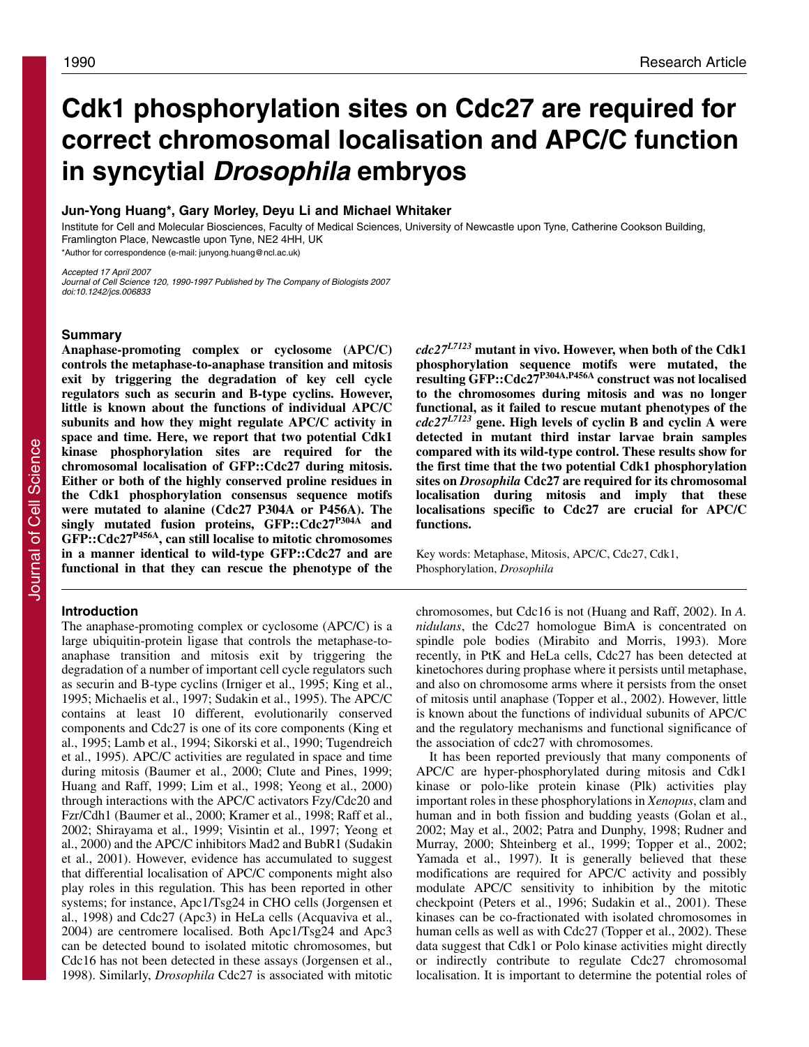# Cdk1 phosphorylation sites on Cdc27 are required for correct chromosomal localisation and APC/C function in syncytial *Drosophila* embryos

**Jun-Yong Huang\*, Gary Morley, Deyu Li and Michael Whitaker**

Institute for Cell and Molecular Biosciences, Faculty of Medical Sciences, University of Newcastle upon Tyne, Catherine Cookson Building, Framlington Place, Newcastle upon Tyne, NE2 4HH, UK

\*Author for correspondence (e-mail: junyong.huang@ncl.ac.uk)

*Accepted 17 April 2007*

*Journal of Cell Science 120, 1990-1997 Published by The Company of Biologists 2007*

*doi:10.1242/jcs.006833*

## Summary

**Anaphase-promoting complex or cyclosome (APC/C) controls the metaphase-to-anaphase transition and mitosis exit by triggering the degradation of key cell cycle regulators such as securin and B-type cyclins. However, little is known about the functions of individual APC/C subunits and how they might regulate APC/C activity in space and time. Here, we report that two potential Cdk1 kinase phosphorylation sites are required for the chromosomal localisation of GFP::Cdc27 during mitosis. Either or both of the highly conserved proline residues in the Cdk1 phosphorylation consensus sequence motifs were mutated to alanine (Cdc27 P304A or P456A). The singly mutated fusion proteins, GFP::Cdc27$^{P304A}$ and GFP::Cdc27$^{P456A}$, can still localise to mitotic chromosomes in a manner identical to wild-type GFP::Cdc27 and are functional in that they can rescue the phenotype of the *cdc27$^{L7123}$* mutant in vivo. However, when both of the Cdk1 phosphorylation sequence motifs were mutated, the resulting GFP::Cdc27$^{P304A,P456A}$ construct was not localised to the chromosomes during mitosis and was no longer functional, as it failed to rescue mutant phenotypes of the *cdc27$^{L7123}$* gene. High levels of cyclin B and cyclin A were detected in mutant third instar larvae brain samples compared with its wild-type control. These results show for the first time that the two potential Cdk1 phosphorylation sites on *Drosophila* Cdc27 are required for its chromosomal localisation during mitosis and imply that these localisations specific to Cdc27 are crucial for APC/C functions.**

Key words: Metaphase, Mitosis, APC/C, Cdc27, Cdk1, Phosphorylation, *Drosophila*

## Introduction

The anaphase-promoting complex or cyclosome (APC/C) is a large ubiquitin-protein ligase that controls the metaphase-to-anaphase transition and mitosis exit by triggering the degradation of a number of important cell cycle regulators such as securin and B-type cyclins (Irniger et al., 1995; King et al., 1995; Michaelis et al., 1997; Sudakin et al., 1995). The APC/C contains at least 10 different, evolutionarily conserved components and Cdc27 is one of its core components (King et al., 1995; Lamb et al., 1994; Sikorski et al., 1990; Tugendreich et al., 1995). APC/C activities are regulated in space and time during mitosis (Baumer et al., 2000; Clute and Pines, 1999; Huang and Raff, 1999; Lim et al., 1998; Yeong et al., 2000) through interactions with the APC/C activators Fzy/Cdc20 and Fzr/Cdh1 (Baumer et al., 2000; Kramer et al., 1998; Raff et al., 2002; Shirayama et al., 1999; Visintin et al., 1997; Yeong et al., 2000) and the APC/C inhibitors Mad2 and BubR1 (Sudakin et al., 2001). However, evidence has accumulated to suggest that differential localisation of APC/C components might also play roles in this regulation. This has been reported in other systems; for instance, Apc1/Tsg24 in CHO cells (Jorgensen et al., 1998) and Cdc27 (Apc3) in HeLa cells (Acquaviva et al., 2004) are centromere localised. Both Apc1/Tsg24 and Apc3 can be detected bound to isolated mitotic chromosomes, but Cdc16 has not been detected in these assays (Jorgensen et al., 1998). Similarly, *Drosophila* Cdc27 is associated with mitotic chromosomes, but Cdc16 is not (Huang and Raff, 2002). In *A. nidulans*, the Cdc27 homologue BimA is concentrated on spindle pole bodies (Mirabito and Morris, 1993). More recently, in PtK and HeLa cells, Cdc27 has been detected at kinetochores during prophase where it persists until metaphase, and also on chromosome arms where it persists from the onset of mitosis until anaphase (Topper et al., 2002). However, little is known about the functions of individual subunits of APC/C and the regulatory mechanisms and functional significance of the association of cdc27 with chromosomes.

It has been reported previously that many components of APC/C are hyper-phosphorylated during mitosis and Cdk1 kinase or polo-like protein kinase (Plk) activities play important roles in these phosphorylations in *Xenopus*, clam and human and in both fission and budding yeasts (Golan et al., 2002; May et al., 2002; Patra and Dunphy, 1998; Rudner and Murray, 2000; Shteinberg et al., 1999; Topper et al., 2002; Yamada et al., 1997). It is generally believed that these modifications are required for APC/C activity and possibly modulate APC/C sensitivity to inhibition by the mitotic checkpoint (Peters et al., 1996; Sudakin et al., 2001). These kinases can be co-fractionated with isolated chromosomes in human cells as well as with Cdc27 (Topper et al., 2002). These data suggest that Cdk1 or Polo kinase activities might directly or indirectly contribute to regulate Cdc27 chromosomal localisation. It is important to determine the potential roles of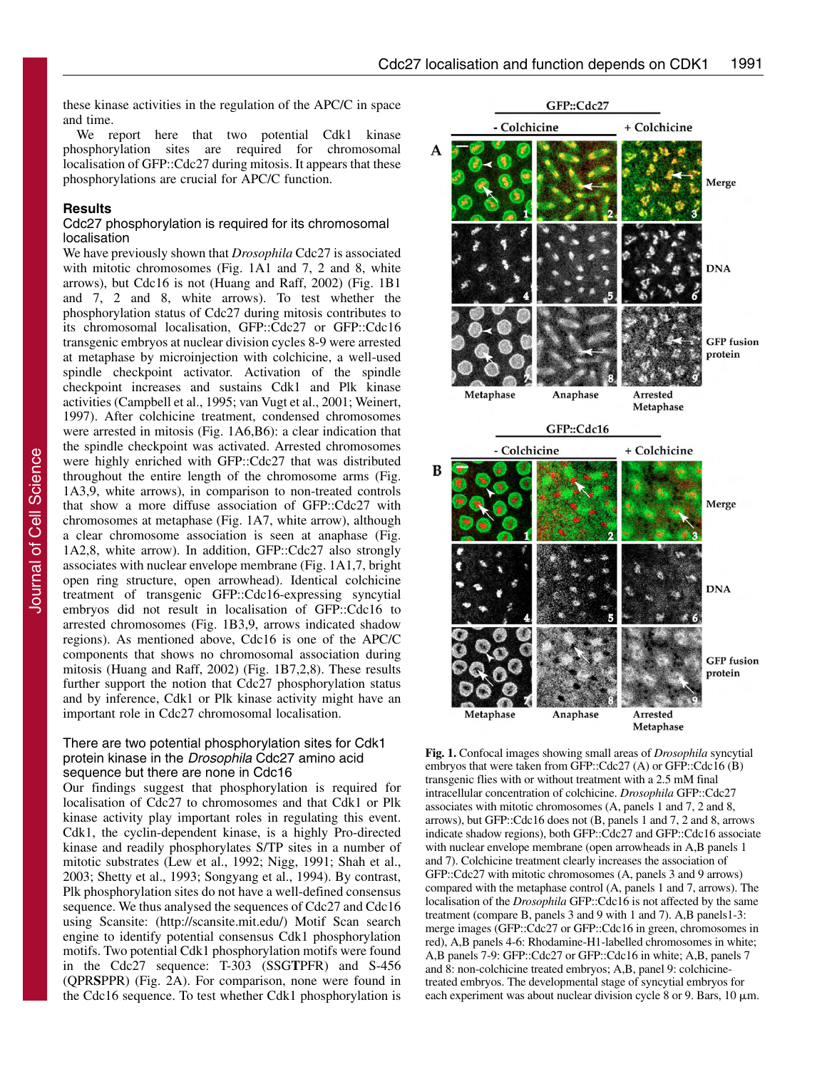these kinase activities in the regulation of the APC/C in space and time.

We report here that two potential Cdk1 kinase phosphorylation sites are required for chromosomal localisation of GFP::Cdc27 during mitosis. It appears that these phosphorylations are crucial for APC/C function.

## Results

### Cdc27 phosphorylation is required for its chromosomal localisation

We have previously shown that *Drosophila* Cdc27 is associated with mitotic chromosomes (Fig. 1A1 and 7, 2 and 8, white arrows), but Cdc16 is not (Huang and Raff, 2002) (Fig. 1B1 and 7, 2 and 8, white arrows). To test whether the phosphorylation status of Cdc27 during mitosis contributes to its chromosomal localisation, GFP::Cdc27 or GFP::Cdc16 transgenic embryos at nuclear division cycles 8-9 were arrested at metaphase by microinjection with colchicine, a well-used spindle checkpoint activator. Activation of the spindle checkpoint increases and sustains Cdk1 and Plk kinase activities (Campbell et al., 1995; van Vugt et al., 2001; Weinert, 1997). After colchicine treatment, condensed chromosomes were arrested in mitosis (Fig. 1A6,B6): a clear indication that the spindle checkpoint was activated. Arrested chromosomes were highly enriched with GFP::Cdc27 that was distributed throughout the entire length of the chromosome arms (Fig. 1A3,9, white arrows), in comparison to non-treated controls that show a more diffuse association of GFP::Cdc27 with chromosomes at metaphase (Fig. 1A7, white arrow), although a clear chromosome association is seen at anaphase (Fig. 1A2,8, white arrow). In addition, GFP::Cdc27 also strongly associates with nuclear envelope membrane (Fig. 1A1,7, bright open ring structure, open arrowhead). Identical colchicine treatment of transgenic GFP::Cdc16-expressing syncytial embryos did not result in localisation of GFP::Cdc16 to arrested chromosomes (Fig. 1B3,9, arrows indicated shadow regions). As mentioned above, Cdc16 is one of the APC/C components that shows no chromosomal association during mitosis (Huang and Raff, 2002) (Fig. 1B7,2,8). These results further support the notion that Cdc27 phosphorylation status and by inference, Cdk1 or Plk kinase activity might have an important role in Cdc27 chromosomal localisation.

### There are two potential phosphorylation sites for Cdk1 protein kinase in the *Drosophila* Cdc27 amino acid sequence but there are none in Cdc16

Our findings suggest that phosphorylation is required for localisation of Cdc27 to chromosomes and that Cdk1 or Plk kinase activity play important roles in regulating this event. Cdk1, the cyclin-dependent kinase, is a highly Pro-directed kinase and readily phosphorylates S/TP sites in a number of mitotic substrates (Lew et al., 1992; Nigg, 1991; Shah et al., 2003; Shetty et al., 1993; Songyang et al., 1994). By contrast, Plk phosphorylation sites do not have a well-defined consensus sequence. We thus analysed the sequences of Cdc27 and Cdc16 using Scansite: (http://scansite.mit.edu/) Motif Scan search engine to identify potential consensus Cdk1 phosphorylation motifs. Two potential Cdk1 phosphorylation motifs were found in the Cdc27 sequence: T-303 (SSG**T**PFR) and S-456 (QPR**S**PPR) (Fig. 2A). For comparison, none were found in the Cdc16 sequence. To test whether Cdk1 phosphorylation is

**Fig. 1.** Confocal images showing small areas of *Drosophila* syncytial embryos that were taken from GFP::Cdc27 (A) or GFP::Cdc16 (B) transgenic flies with or without treatment with a 2.5 mM final intracellular concentration of colchicine. *Drosophila* GFP::Cdc27 associates with mitotic chromosomes (A, panels 1 and 7, 2 and 8, arrows), but GFP::Cdc16 does not (B, panels 1 and 7, 2 and 8, arrows indicate shadow regions), both GFP::Cdc27 and GFP::Cdc16 associate with nuclear envelope membrane (open arrowheads in A,B panels 1 and 7). Colchicine treatment clearly increases the association of GFP::Cdc27 with mitotic chromosomes (A, panels 3 and 9 arrows) compared with the metaphase control (A, panels 1 and 7, arrows). The localisation of the *Drosophila* GFP::Cdc16 is not affected by the same treatment (compare B, panels 3 and 9 with 1 and 7). A,B panels1-3: merge images (GFP::Cdc27 or GFP::Cdc16 in green, chromosomes in red), A,B panels 4-6: Rhodamine-H1-labelled chromosomes in white; A,B panels 7-9: GFP::Cdc27 or GFP::Cdc16 in white; A,B, panels 7 and 8: non-colchicine treated embryos; A,B, panel 9: colchicine-treated embryos. The developmental stage of syncytial embryos for each experiment was about nuclear division cycle 8 or 9. Bars, 10 μm.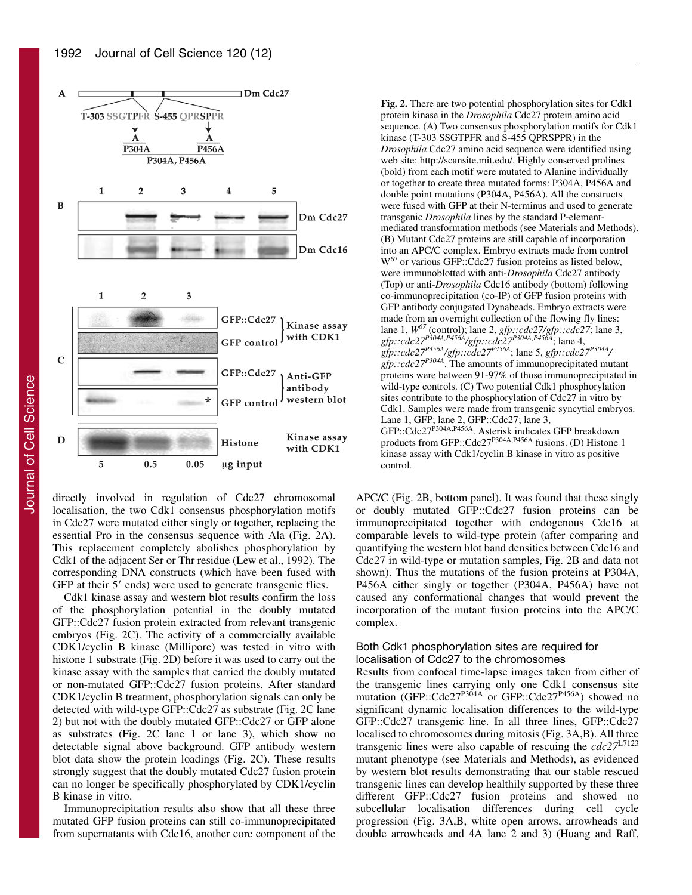Fig. 2. There are two potential phosphorylation sites for Cdk1 protein kinase in the *Drosophila* Cdc27 protein amino acid sequence. (A) Two consensus phosphorylation motifs for Cdk1 kinase (T-303 SSGTPFR and S-455 QPRSPPR) in the *Drosophila* Cdc27 amino acid sequence were identified using web site: http://scansite.mit.edu/. Highly conserved prolines (bold) from each motif were mutated to Alanine individually or together to create three mutated forms: P304A, P456A and double point mutations (P304A, P456A). All the constructs were fused with GFP at their N-terminus and used to generate transgenic *Drosophila* lines by the standard P-element-mediated transformation methods (see Materials and Methods). (B) Mutant Cdc27 proteins are still capable of incorporation into an APC/C complex. Embryo extracts made from control $W^{67}$ or various GFP::Cdc27 fusion proteins as listed below, were immunoblotted with anti-*Drosophila* Cdc27 antibody (Top) or anti-*Drosophila* Cdc16 antibody (bottom) following co-immunoprecipitation (co-IP) of GFP fusion proteins with GFP antibody conjugated Dynabeads. Embryo extracts were made from an overnight collection of the flowing fly lines: lane 1, $W^{67}$ (control); lane 2, *gfp::cdc27/gfp::cdc27*; lane 3, $gfp::cdc27^{P304A,P456A}/gfp::cdc27^{P304A,P456A}$; lane 4, $gfp::cdc27^{P456A}/gfp::cdc27^{P456A}$; lane 5, $gfp::cdc27^{P304A}/gfp::cdc27^{P304A}$. The amounts of immunoprecipitated mutant proteins were between 91-97% of those immunoprecipitated in wild-type controls. (C) Two potential Cdk1 phosphorylation sites contribute to the phosphorylation of Cdc27 in vitro by Cdk1. Samples were made from transgenic syncytial embryos. Lane 1, GFP; lane 2, GFP::Cdc27; lane 3, GFP::Cdc27$^{P304A,P456A}$. Asterisk indicates GFP breakdown products from GFP::Cdc27$^{P304A,P456A}$ fusions. (D) Histone 1 kinase assay with Cdk1/cyclin B kinase in vitro as positive control.

directly involved in regulation of Cdc27 chromosomal localisation, the two Cdk1 consensus phosphorylation motifs in Cdc27 were mutated either singly or together, replacing the essential Pro in the consensus sequence with Ala (Fig. 2A). This replacement completely abolishes phosphorylation by Cdk1 of the adjacent Ser or Thr residue (Lew et al., 1992). The corresponding DNA constructs (which have been fused with GFP at their 5′ ends) were used to generate transgenic flies.

Cdk1 kinase assay and western blot results confirm the loss of the phosphorylation potential in the doubly mutated GFP::Cdc27 fusion protein extracted from relevant transgenic embryos (Fig. 2C). The activity of a commercially available CDK1/cyclin B kinase (Millipore) was tested in vitro with histone 1 substrate (Fig. 2D) before it was used to carry out the kinase assay with the samples that carried the doubly mutated or non-mutated GFP::Cdc27 fusion proteins. After standard CDK1/cyclin B treatment, phosphorylation signals can only be detected with wild-type GFP::Cdc27 as substrate (Fig. 2C lane 2) but not with the doubly mutated GFP::Cdc27 or GFP alone as substrates (Fig. 2C lane 1 or lane 3), which show no detectable signal above background. GFP antibody western blot data show the protein loadings (Fig. 2C). These results strongly suggest that the doubly mutated Cdc27 fusion protein can no longer be specifically phosphorylated by CDK1/cyclin B kinase in vitro.

Immunoprecipitation results also show that all these three mutated GFP fusion proteins can still co-immunoprecipitated from supernatants with Cdc16, another core component of the APC/C (Fig. 2B, bottom panel). It was found that these singly or doubly mutated GFP::Cdc27 fusion proteins can be immunoprecipitated together with endogenous Cdc16 at comparable levels to wild-type protein (after comparing and quantifying the western blot band densities between Cdc16 and Cdc27 in wild-type or mutation samples, Fig. 2B and data not shown). Thus the mutations of the fusion proteins at P304A, P456A either singly or together (P304A, P456A) have not caused any conformational changes that would prevent the incorporation of the mutant fusion proteins into the APC/C complex.

## Both Cdk1 phosphorylation sites are required for localisation of Cdc27 to the chromosomes

Results from confocal time-lapse images taken from either of the transgenic lines carrying only one Cdk1 consensus site mutation (GFP::Cdc27$^{P304A}$ or GFP::Cdc27$^{P456A}$) showed no significant dynamic localisation differences to the wild-type GFP::Cdc27 transgenic line. In all three lines, GFP::Cdc27 localised to chromosomes during mitosis (Fig. 3A,B). All three transgenic lines were also capable of rescuing the $cdc27^{L7123}$ mutant phenotype (see Materials and Methods), as evidenced by western blot results demonstrating that our stable rescued transgenic lines can develop healthily supported by these three different GFP::Cdc27 fusion proteins and showed no subcellular localisation differences during cell cycle progression (Fig. 3A,B, white open arrows, arrowheads and double arrowheads and 4A lane 2 and 3) (Huang and Raff,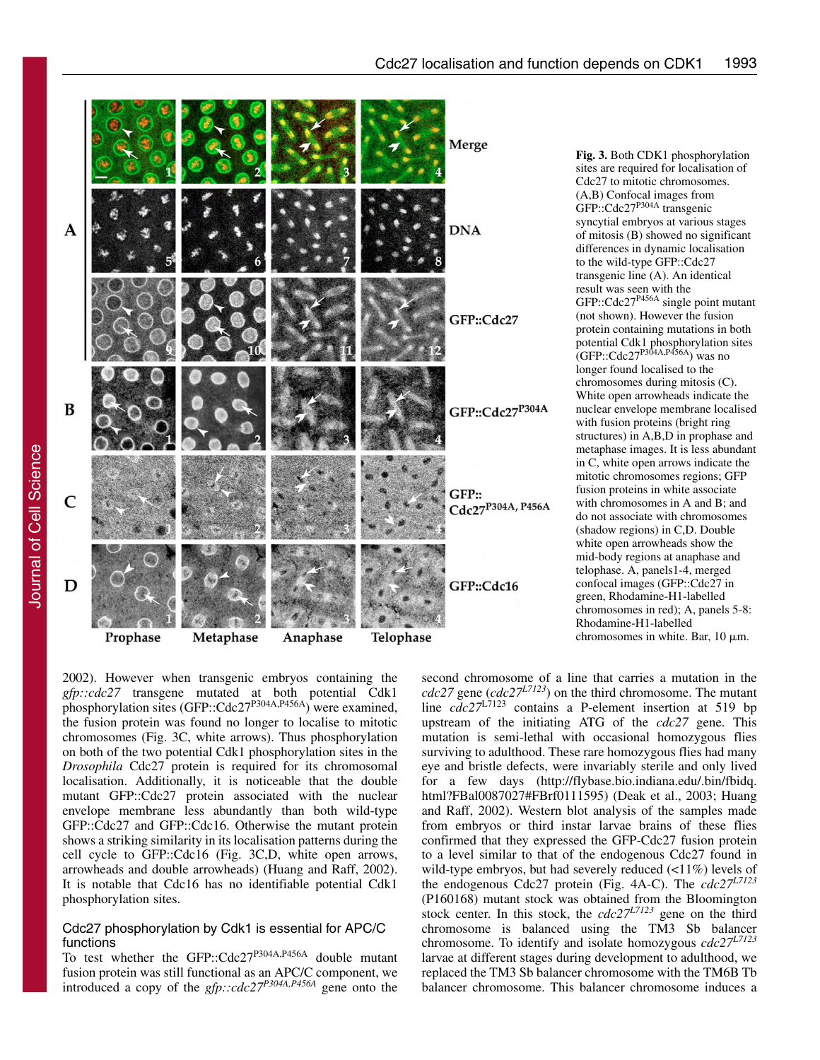**Fig. 3.** Both CDK1 phosphorylation sites are required for localisation of Cdc27 to mitotic chromosomes. (A,B) Confocal images from GFP::Cdc27$^{P304A}$ transgenic syncytial embryos at various stages of mitosis (B) showed no significant differences in dynamic localisation to the wild-type GFP::Cdc27 transgenic line (A). An identical result was seen with the GFP::Cdc27$^{P456A}$ single point mutant (not shown). However the fusion protein containing mutations in both potential Cdk1 phosphorylation sites (GFP::Cdc27$^{P304A,P456A}$) was no longer found localised to the chromosomes during mitosis (C). White open arrowheads indicate the nuclear envelope membrane localised with fusion proteins (bright ring structures) in A,B,D in prophase and metaphase images. It is less abundant in C, white open arrows indicate the mitotic chromosomes regions; GFP fusion proteins in white associate with chromosomes in A and B; and do not associate with chromosomes (shadow regions) in C,D. Double white open arrowheads show the mid-body regions at anaphase and telophase. A, panels1-4, merged confocal images (GFP::Cdc27 in green, Rhodamine-H1-labelled chromosomes in red); A, panels 5-8: Rhodamine-H1-labelled chromosomes in white. Bar, 10 μm.

2002). However when transgenic embryos containing the *gfp::cdc27* transgene mutated at both potential Cdk1 phosphorylation sites (GFP::Cdc27$^{P304A,P456A}$) were examined, the fusion protein was found no longer to localise to mitotic chromosomes (Fig. 3C, white arrows). Thus phosphorylation on both of the two potential Cdk1 phosphorylation sites in the *Drosophila* Cdc27 protein is required for its chromosomal localisation. Additionally, it is noticeable that the double mutant GFP::Cdc27 protein associated with the nuclear envelope membrane less abundantly than both wild-type GFP::Cdc27 and GFP::Cdc16. Otherwise the mutant protein shows a striking similarity in its localisation patterns during the cell cycle to GFP::Cdc16 (Fig. 3C,D, white open arrows, arrowheads and double arrowheads) (Huang and Raff, 2002). It is notable that Cdc16 has no identifiable potential Cdk1 phosphorylation sites.

## Cdc27 phosphorylation by Cdk1 is essential for APC/C functions

To test whether the GFP::Cdc27$^{P304A,P456A}$ double mutant fusion protein was still functional as an APC/C component, we introduced a copy of the *gfp::cdc27$^{P304A,P456A}$* gene onto the second chromosome of a line that carries a mutation in the *cdc27* gene (*cdc27$^{L7123}$*) on the third chromosome. The mutant line *cdc27*$^{L7123}$ contains a P-element insertion at 519 bp upstream of the initiating ATG of the *cdc27* gene. This mutation is semi-lethal with occasional homozygous flies surviving to adulthood. These rare homozygous flies had many eye and bristle defects, were invariably sterile and only lived for a few days (http://flybase.bio.indiana.edu/.bin/fbidq.html?FBal0087027#FBrf0111595) (Deak et al., 2003; Huang and Raff, 2002). Western blot analysis of the samples made from embryos or third instar larvae brains of these flies confirmed that they expressed the GFP-Cdc27 fusion protein to a level similar to that of the endogenous Cdc27 found in wild-type embryos, but had severely reduced (<11%) levels of the endogenous Cdc27 protein (Fig. 4A-C). The *cdc27$^{L7123}$* (P160168) mutant stock was obtained from the Bloomington stock center. In this stock, the *cdc27$^{L7123}$* gene on the third chromosome is balanced using the TM3 Sb balancer chromosome. To identify and isolate homozygous *cdc27$^{L7123}$* larvae at different stages during development to adulthood, we replaced the TM3 Sb balancer chromosome with the TM6B Tb balancer chromosome. This balancer chromosome induces a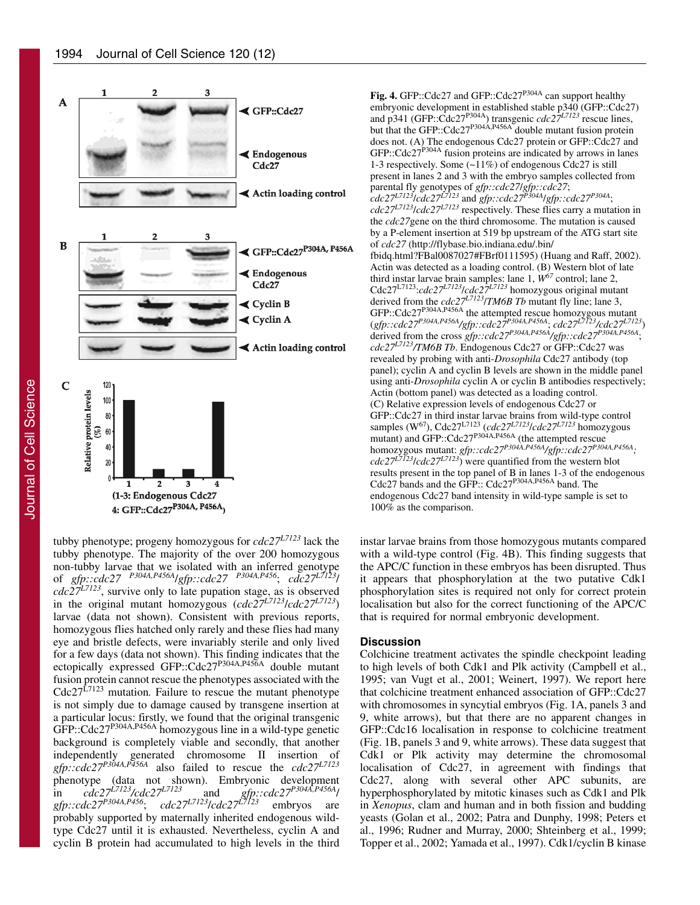**Fig. 4.** GFP::Cdc27 and GFP::Cdc27$^{P304A}$ can support healthy embryonic development in established stable p340 (GFP::Cdc27) and p341 (GFP::Cdc27$^{P304A}$) transgenic *cdc27$^{L7123}$* rescue lines, but that the GFP::Cdc27$^{P304A,P456A}$ double mutant fusion protein does not. (A) The endogenous Cdc27 protein or GFP::Cdc27 and GFP::Cdc27$^{P304A}$ fusion proteins are indicated by arrows in lanes 1-3 respectively. Some (~11%) of endogenous Cdc27 is still present in lanes 2 and 3 with the embryo samples collected from parental fly genotypes of *gfp::cdc27/gfp::cdc27*; *cdc27$^{L7123}$/cdc27$^{L7123}$* and *gfp::cdc27$^{P304A}$/gfp::cdc27$^{P304A}$*; *cdc27$^{L7123}$/cdc27$^{L7123}$* respectively. These flies carry a mutation in the *cdc27*gene on the third chromosome. The mutation is caused by a P-element insertion at 519 bp upstream of the ATG start site of *cdc27* (http://flybase.bio.indiana.edu/.bin/fbidq.html?FBal0087027#FBrf0111595) (Huang and Raff, 2002). Actin was detected as a loading control. (B) Western blot of late third instar larvae brain samples: lane 1, *W$^{67}$* control; lane 2, Cdc27$^{L7123}$:*cdc27$^{L7123}$/cdc27$^{L7123}$* homozygous original mutant derived from the *cdc27$^{L7123}$/TM6B Tb* mutant fly line; lane 3, GFP::Cdc27$^{P304A,P456A}$ the attempted rescue homozygous mutant (*gfp::cdc27$^{P304A,P456A}$/gfp::cdc27$^{P304A,P456A}$*; *cdc27$^{L7123}$/cdc27$^{L7123}$*) derived from the cross *gfp::cdc27$^{P304A,P456A}$/gfp::cdc27$^{P304A,P456A}$*; *cdc27$^{L7123}$/TM6B Tb*. Endogenous Cdc27 or GFP::Cdc27 was revealed by probing with anti-*Drosophila* Cdc27 antibody (top panel); cyclin A and cyclin B levels are shown in the middle panel using anti-*Drosophila* cyclin A or cyclin B antibodies respectively; Actin (bottom panel) was detected as a loading control. (C) Relative expression levels of endogenous Cdc27 or GFP::Cdc27 in third instar larvae brains from wild-type control samples (W$^{67}$), Cdc27$^{L7123}$ (*cdc27$^{L7123}$/cdc27$^{L7123}$* homozygous mutant) and GFP::Cdc27$^{P304A,P456A}$ (the attempted rescue homozygous mutant: *gfp::cdc27$^{P304A,P456A}$/gfp::cdc27$^{P304A,P456A}$; cdc27$^{L7123}$/cdc27$^{L7123}$*) were quantified from the western blot results present in the top panel of B in lanes 1-3 of the endogenous Cdc27 bands and the GFP:: Cdc27$^{P304A,P456A}$ band. The endogenous Cdc27 band intensity in wild-type sample is set to 100% as the comparison.

tubby phenotype; progeny homozygous for *cdc27$^{L7123}$* lack the tubby phenotype. The majority of the over 200 homozygous non-tubby larvae that we isolated with an inferred genotype of *gfp::cdc27 $^{P304A,P456A}$/gfp::cdc27 $^{P304A,P456}$; cdc27$^{L7123}$/cdc27$^{L7123}$*, survive only to late pupation stage, as is observed in the original mutant homozygous (*cdc27$^{L7123}$/cdc27$^{L7123}$*) larvae (data not shown). Consistent with previous reports, homozygous flies hatched only rarely and these flies had many eye and bristle defects, were invariably sterile and only lived for a few days (data not shown). This finding indicates that the ectopically expressed GFP::Cdc27$^{P304A,P456A}$ double mutant fusion protein cannot rescue the phenotypes associated with the Cdc27$^{L7123}$ mutation. Failure to rescue the mutant phenotype is not simply due to damage caused by transgene insertion at a particular locus: firstly, we found that the original transgenic GFP::Cdc27$^{P304A,P456A}$ homozygous line in a wild-type genetic background is completely viable and secondly, that another independently generated chromosome II insertion of *gfp::cdc27$^{P304A,P456A}$* also failed to rescue the *cdc27$^{L7123}$* phenotype (data not shown). Embryonic development in *cdc27$^{L7123}$/cdc27$^{L7123}$* and *gfp::cdc27$^{P304A,P456A}$/gfp::cdc27$^{P304A,P456}$; cdc27$^{L7123}$/cdc27$^{L7123}$* embryos are probably supported by maternally inherited endogenous wild-type Cdc27 until it is exhausted. Nevertheless, cyclin A and cyclin B protein had accumulated to high levels in the third instar larvae brains from those homozygous mutants compared with a wild-type control (Fig. 4B). This finding suggests that the APC/C function in these embryos has been disrupted. Thus it appears that phosphorylation at the two putative Cdk1 phosphorylation sites is required not only for correct protein localisation but also for the correct functioning of the APC/C that is required for normal embryonic development.

## Discussion

Colchicine treatment activates the spindle checkpoint leading to high levels of both Cdk1 and Plk activity (Campbell et al., 1995; van Vugt et al., 2001; Weinert, 1997). We report here that colchicine treatment enhanced association of GFP::Cdc27 with chromosomes in syncytial embryos (Fig. 1A, panels 3 and 9, white arrows), but that there are no apparent changes in GFP::Cdc16 localisation in response to colchicine treatment (Fig. 1B, panels 3 and 9, white arrows). These data suggest that Cdk1 or Plk activity may determine the chromosomal localisation of Cdc27, in agreement with findings that Cdc27, along with several other APC subunits, are hyperphosphorylated by mitotic kinases such as Cdk1 and Plk in *Xenopus*, clam and human and in both fission and budding yeasts (Golan et al., 2002; Patra and Dunphy, 1998; Peters et al., 1996; Rudner and Murray, 2000; Shteinberg et al., 1999; Topper et al., 2002; Yamada et al., 1997). Cdk1/cyclin B kinase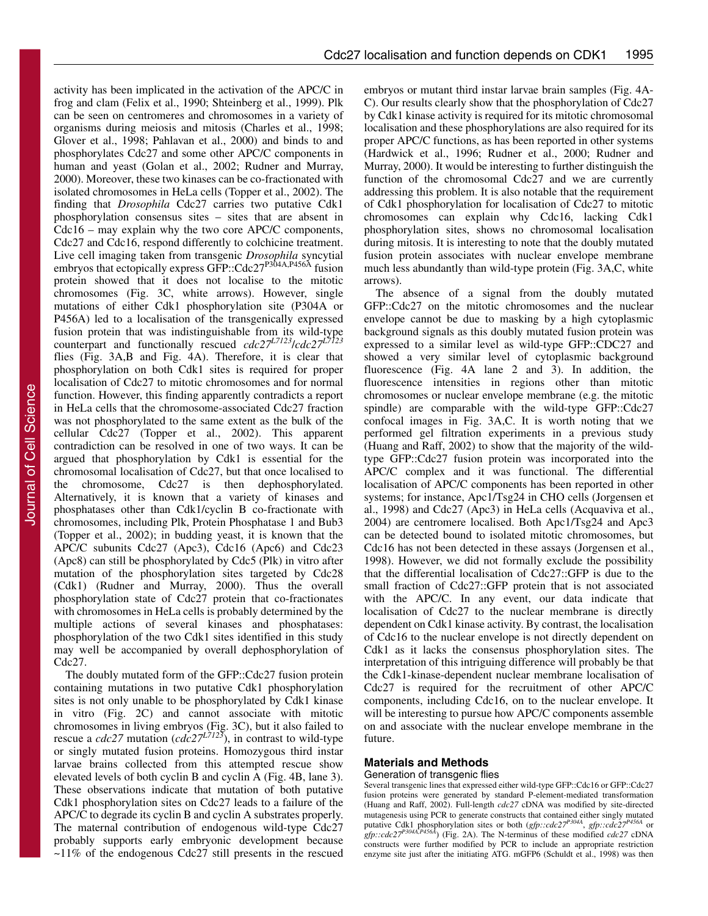activity has been implicated in the activation of the APC/C in frog and clam (Felix et al., 1990; Shteinberg et al., 1999). Plk can be seen on centromeres and chromosomes in a variety of organisms during meiosis and mitosis (Charles et al., 1998; Glover et al., 1998; Pahlavan et al., 2000) and binds to and phosphorylates Cdc27 and some other APC/C components in human and yeast (Golan et al., 2002; Rudner and Murray, 2000). Moreover, these two kinases can be co-fractionated with isolated chromosomes in HeLa cells (Topper et al., 2002). The finding that *Drosophila* Cdc27 carries two putative Cdk1 phosphorylation consensus sites – sites that are absent in Cdc16 – may explain why the two core APC/C components, Cdc27 and Cdc16, respond differently to colchicine treatment. Live cell imaging taken from transgenic *Drosophila* syncytial embryos that ectopically express GFP::Cdc27$^{P304A,P456A}$ fusion protein showed that it does not localise to the mitotic chromosomes (Fig. 3C, white arrows). However, single mutations of either Cdk1 phosphorylation site (P304A or P456A) led to a localisation of the transgenically expressed fusion protein that was indistinguishable from its wild-type counterpart and functionally rescued *cdc27$^{L7123}$/cdc27$^{L7123}$* flies (Fig. 3A,B and Fig. 4A). Therefore, it is clear that phosphorylation on both Cdk1 sites is required for proper localisation of Cdc27 to mitotic chromosomes and for normal function. However, this finding apparently contradicts a report in HeLa cells that the chromosome-associated Cdc27 fraction was not phosphorylated to the same extent as the bulk of the cellular Cdc27 (Topper et al., 2002). This apparent contradiction can be resolved in one of two ways. It can be argued that phosphorylation by Cdk1 is essential for the chromosomal localisation of Cdc27, but that once localised to the chromosome, Cdc27 is then dephosphorylated. Alternatively, it is known that a variety of kinases and phosphatases other than Cdk1/cyclin B co-fractionate with chromosomes, including Plk, Protein Phosphatase 1 and Bub3 (Topper et al., 2002); in budding yeast, it is known that the APC/C subunits Cdc27 (Apc3), Cdc16 (Apc6) and Cdc23 (Apc8) can still be phosphorylated by Cdc5 (Plk) in vitro after mutation of the phosphorylation sites targeted by Cdc28 (Cdk1) (Rudner and Murray, 2000). Thus the overall phosphorylation state of Cdc27 protein that co-fractionates with chromosomes in HeLa cells is probably determined by the multiple actions of several kinases and phosphatases: phosphorylation of the two Cdk1 sites identified in this study may well be accompanied by overall dephosphorylation of Cdc27.

The doubly mutated form of the GFP::Cdc27 fusion protein containing mutations in two putative Cdk1 phosphorylation sites is not only unable to be phosphorylated by Cdk1 kinase in vitro (Fig. 2C) and cannot associate with mitotic chromosomes in living embryos (Fig. 3C), but it also failed to rescue a *cdc27* mutation (*cdc27$^{L7123}$*), in contrast to wild-type or singly mutated fusion proteins. Homozygous third instar larvae brains collected from this attempted rescue show elevated levels of both cyclin B and cyclin A (Fig. 4B, lane 3). These observations indicate that mutation of both putative Cdk1 phosphorylation sites on Cdc27 leads to a failure of the APC/C to degrade its cyclin B and cyclin A substrates properly. The maternal contribution of endogenous wild-type Cdc27 probably supports early embryonic development because ~11% of the endogenous Cdc27 still presents in the rescued embryos or mutant third instar larvae brain samples (Fig. 4A-C). Our results clearly show that the phosphorylation of Cdc27 by Cdk1 kinase activity is required for its mitotic chromosomal localisation and these phosphorylations are also required for its proper APC/C functions, as has been reported in other systems (Hardwick et al., 1996; Rudner et al., 2000; Rudner and Murray, 2000). It would be interesting to further distinguish the function of the chromosomal Cdc27 and we are currently addressing this problem. It is also notable that the requirement of Cdk1 phosphorylation for localisation of Cdc27 to mitotic chromosomes can explain why Cdc16, lacking Cdk1 phosphorylation sites, shows no chromosomal localisation during mitosis. It is interesting to note that the doubly mutated fusion protein associates with nuclear envelope membrane much less abundantly than wild-type protein (Fig. 3A,C, white arrows).

The absence of a signal from the doubly mutated GFP::Cdc27 on the mitotic chromosomes and the nuclear envelope cannot be due to masking by a high cytoplasmic background signals as this doubly mutated fusion protein was expressed to a similar level as wild-type GFP::CDC27 and showed a very similar level of cytoplasmic background fluorescence (Fig. 4A lane 2 and 3). In addition, the fluorescence intensities in regions other than mitotic chromosomes or nuclear envelope membrane (e.g. the mitotic spindle) are comparable with the wild-type GFP::Cdc27 confocal images in Fig. 3A,C. It is worth noting that we performed gel filtration experiments in a previous study (Huang and Raff, 2002) to show that the majority of the wild-type GFP::Cdc27 fusion protein was incorporated into the APC/C complex and it was functional. The differential localisation of APC/C components has been reported in other systems; for instance, Apc1/Tsg24 in CHO cells (Jorgensen et al., 1998) and Cdc27 (Apc3) in HeLa cells (Acquaviva et al., 2004) are centromere localised. Both Apc1/Tsg24 and Apc3 can be detected bound to isolated mitotic chromosomes, but Cdc16 has not been detected in these assays (Jorgensen et al., 1998). However, we did not formally exclude the possibility that the differential localisation of Cdc27::GFP is due to the small fraction of Cdc27::GFP protein that is not associated with the APC/C. In any event, our data indicate that localisation of Cdc27 to the nuclear membrane is directly dependent on Cdk1 kinase activity. By contrast, the localisation of Cdc16 to the nuclear envelope is not directly dependent on Cdk1 as it lacks the consensus phosphorylation sites. The interpretation of this intriguing difference will probably be that the Cdk1-kinase-dependent nuclear membrane localisation of Cdc27 is required for the recruitment of other APC/C components, including Cdc16, on to the nuclear envelope. It will be interesting to pursue how APC/C components assemble on and associate with the nuclear envelope membrane in the future.

## Materials and Methods

### Generation of transgenic flies

Several transgenic lines that expressed either wild-type GFP::Cdc16 or GFP::Cdc27 fusion proteins were generated by standard P-element-mediated transformation (Huang and Raff, 2002). Full-length *cdc27* cDNA was modified by site-directed mutagenesis using PCR to generate constructs that contained either singly mutated putative Cdk1 phosphorylation sites or both (*gfp::cdc27$^{P304A}$*, *gfp::cdc27$^{P456A}$* or *gfp::cdc27$^{P304A,P456A}$*) (Fig. 2A). The N-terminus of these modified *cdc27* cDNA constructs were further modified by PCR to include an appropriate restriction enzyme site just after the initiating ATG. mGFP6 (Schuldt et al., 1998) was then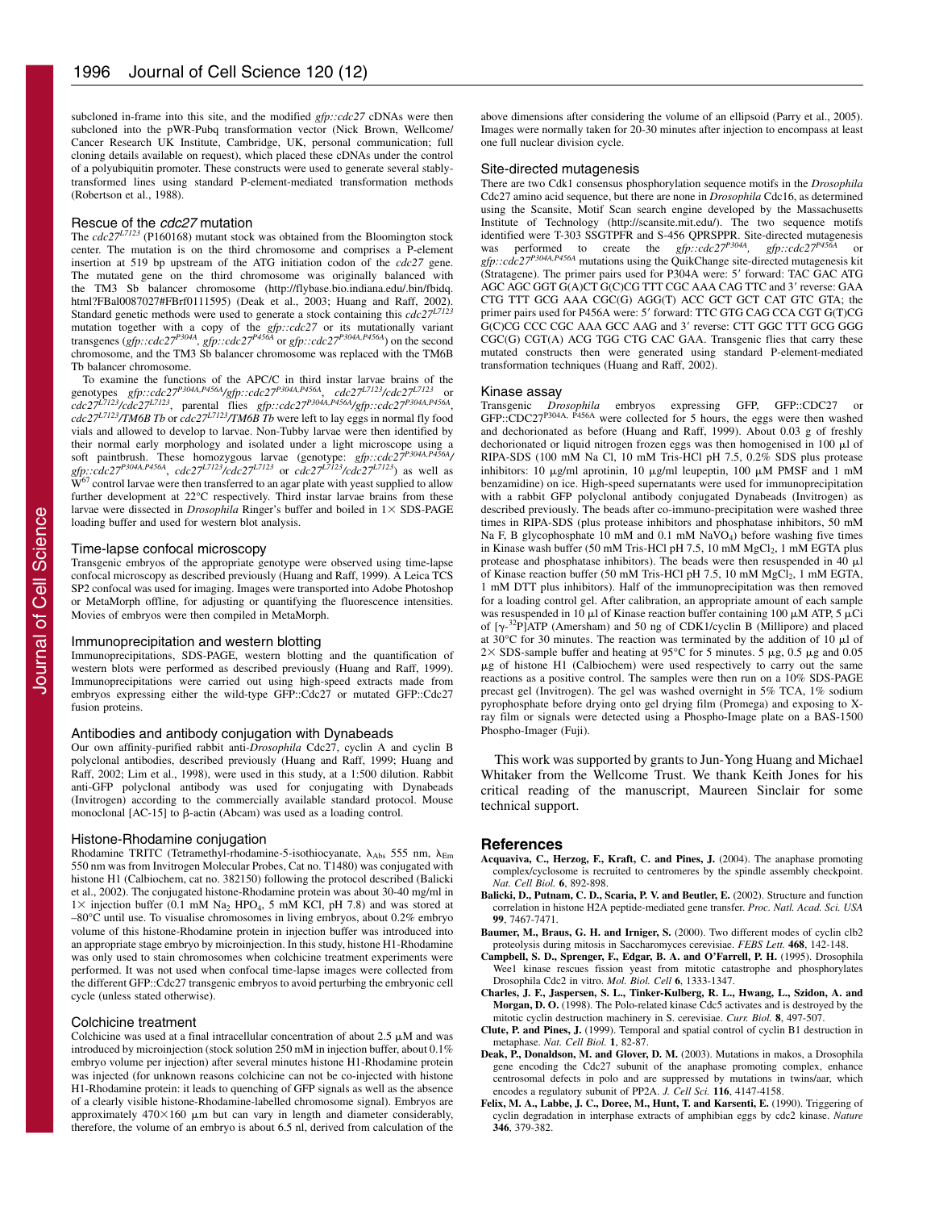subcloned in-frame into this site, and the modified *gfp::cdc27* cDNAs were then subcloned into the pWR-Pubq transformation vector (Nick Brown, Wellcome/Cancer Research UK Institute, Cambridge, UK, personal communication; full cloning details available on request), which placed these cDNAs under the control of a polyubiquitin promoter. These constructs were used to generate several stably-transformed lines using standard P-element-mediated transformation methods (Robertson et al., 1988).

### Rescue of the *cdc27* mutation

The $cdc27^{L7123}$ (P160168) mutant stock was obtained from the Bloomington stock center. The mutation is on the third chromosome and comprises a P-element insertion at 519 bp upstream of the ATG initiation codon of the *cdc27* gene. The mutated gene on the third chromosome was originally balanced with the TM3 Sb balancer chromosome (http://flybase.bio.indiana.edu/.bin/fbidq.html?FBal0087027#FBrf0111595) (Deak et al., 2003; Huang and Raff, 2002). Standard genetic methods were used to generate a stock containing this $cdc27^{L7123}$ mutation together with a copy of the *gfp::cdc27* or its mutationally variant transgenes ($gfp::cdc27^{P304A}$, $gfp::cdc27^{P456A}$ or $gfp::cdc27^{P304A,P456A}$) on the second chromosome, and the TM3 Sb balancer chromosome was replaced with the TM6B Tb balancer chromosome.

To examine the functions of the APC/C in third instar larvae brains of the genotypes $gfp::cdc27^{P304A,P456A}/gfp::cdc27^{P304A,P456A}$, $cdc27^{L7123}/cdc27^{L7123}$ or $cdc27^{L7123}/cdc27^{L7123}$, parental flies $gfp::cdc27^{P304A,P456A}/gfp::cdc27^{P304A,P456A}$, $cdc27^{L7123}$/TM6B Tb or $cdc27^{L7123}$/TM6B Tb were left to lay eggs in normal fly food vials and allowed to develop to larvae. Non-Tubby larvae were then identified by their normal early morphology and isolated under a light microscope using a soft paintbrush. These homozygous larvae (genotype: $gfp::cdc27^{P304A,P456A}/gfp::cdc27^{P304A,P456A}$, $cdc27^{L7123}/cdc27^{L7123}$ or $cdc27^{L7123}/cdc27^{L7123}$) as well as $W^{67}$ control larvae were then transferred to an agar plate with yeast supplied to allow further development at 22°C respectively. Third instar larvae brains from these larvae were dissected in *Drosophila* Ringer's buffer and boiled in 1× SDS-PAGE loading buffer and used for western blot analysis.

### Time-lapse confocal microscopy

Transgenic embryos of the appropriate genotype were observed using time-lapse confocal microscopy as described previously (Huang and Raff, 1999). A Leica TCS SP2 confocal was used for imaging. Images were transported into Adobe Photoshop or MetaMorph offline, for adjusting or quantifying the fluorescence intensities. Movies of embryos were then compiled in MetaMorph.

### Immunoprecipitation and western blotting

Immunoprecipitations, SDS-PAGE, western blotting and the quantification of western blots were performed as described previously (Huang and Raff, 1999). Immunoprecipitations were carried out using high-speed extracts made from embryos expressing either the wild-type GFP::Cdc27 or mutated GFP::Cdc27 fusion proteins.

### Antibodies and antibody conjugation with Dynabeads

Our own affinity-purified rabbit anti-*Drosophila* Cdc27, cyclin A and cyclin B polyclonal antibodies, described previously (Huang and Raff, 1999; Huang and Raff, 2002; Lim et al., 1998), were used in this study, at a 1:500 dilution. Rabbit anti-GFP polyclonal antibody was used for conjugating with Dynabeads (Invitrogen) according to the commercially available standard protocol. Mouse monoclonal [AC-15] to β-actin (Abcam) was used as a loading control.

### Histone-Rhodamine conjugation

Rhodamine TRITC (Tetramethyl-rhodamine-5-isothiocyanate, $\lambda_{Abs}$ 555 nm, $\lambda_{Em}$ 550 nm was from Invitrogen Molecular Probes, Cat no. T1480) was conjugated with histone H1 (Calbiochem, cat no. 382150) following the protocol described (Balicki et al., 2002). The conjugated histone-Rhodamine protein was about 30-40 mg/ml in 1× injection buffer (0.1 mM $Na_2HPO_4$, 5 mM KCl, pH 7.8) and was stored at –80°C until use. To visualise chromosomes in living embryos, about 0.2% embryo volume of this histone-Rhodamine protein in injection buffer was introduced into an appropriate stage embryo by microinjection. In this study, histone H1-Rhodamine was only used to stain chromosomes when colchicine treatment experiments were performed. It was not used when confocal time-lapse images were collected from the different GFP::Cdc27 transgenic embryos to avoid perturbing the embryonic cell cycle (unless stated otherwise).

### Colchicine treatment

Colchicine was used at a final intracellular concentration of about 2.5 μM and was introduced by microinjection (stock solution 250 mM in injection buffer, about 0.1% embryo volume per injection) after several minutes histone H1-Rhodamine protein was injected (for unknown reasons colchicine can not be co-injected with histone H1-Rhodamine protein: it leads to quenching of GFP signals as well as the absence of a clearly visible histone-Rhodamine-labelled chromosome signal). Embryos are approximately 470×160 μm but can vary in length and diameter considerably, therefore, the volume of an embryo is about 6.5 nl, derived from calculation of the above dimensions after considering the volume of an ellipsoid (Parry et al., 2005). Images were normally taken for 20-30 minutes after injection to encompass at least one full nuclear division cycle.

### Site-directed mutagenesis

There are two Cdk1 consensus phosphorylation sequence motifs in the *Drosophila* Cdc27 amino acid sequence, but there are none in *Drosophila* Cdc16, as determined using the Scansite, Motif Scan search engine developed by the Massachusetts Institute of Technology (http://scansite.mit.edu/). The two sequence motifs identified were T-303 SSGTPFR and S-456 QPRSPPR. Site-directed mutagenesis was performed to create the $gfp::cdc27^{P304A}$, $gfp::cdc27^{P456A}$ or $gfp::cdc27^{P304A,P456A}$ mutations using the QuikChange site-directed mutagenesis kit (Stratagene). The primer pairs used for P304A were: 5′ forward: TAC GAC ATG AGC AGC GGT G(A)CT G(C)CG TTT CGC AAA CAG TTC and 3′ reverse: GAA CTG TTT GCG AAA CGC(G) AGG(T) ACC GCT GCT CAT GTC GTA; the primer pairs used for P456A were: 5′ forward: TTC GTG CAG CCA CGT G(T)CG G(C)CG CCC CGC AAA GCC AAG and 3′ reverse: CTT GGC TTT GCG GGG CGC(G) CGT(A) ACG TGG CTG CAC GAA. Transgenic flies that carry these mutated constructs then were generated using standard P-element-mediated transformation techniques (Huang and Raff, 2002).

### Kinase assay

Transgenic *Drosophila* embryos expressing GFP, GFP::CDC27 or GFP::CDC27$^{P304A, P456A}$ were collected for 5 hours, the eggs were then washed and dechorionated as before (Huang and Raff, 1999). About 0.03 g of freshly dechorionated or liquid nitrogen frozen eggs was then homogenised in 100 μl of RIPA-SDS (100 mM Na Cl, 10 mM Tris-HCl pH 7.5, 0.2% SDS plus protease inhibitors: 10 μg/ml aprotinin, 10 μg/ml leupeptin, 100 μM PMSF and 1 mM benzamidine) on ice. High-speed supernatants were used for immunoprecipitation with a rabbit GFP polyclonal antibody conjugated Dynabeads (Invitrogen) as described previously. The beads after co-immuno-precipitation were washed three times in RIPA-SDS (plus protease inhibitors and phosphatase inhibitors, 50 mM Na F, B glycophosphate 10 mM and 0.1 mM $NaVO_4$) before washing five times in Kinase wash buffer (50 mM Tris-HCl pH 7.5, 10 mM $MgCl_2$, 1 mM EGTA plus protease and phosphatase inhibitors). The beads were then resuspended in 40 μl of Kinase reaction buffer (50 mM Tris-HCl pH 7.5, 10 mM $MgCl_2$, 1 mM EGTA, 1 mM DTT plus inhibitors). Half of the immunoprecipitation was then removed for a loading control gel. After calibration, an appropriate amount of each sample was resuspended in 10 μl of Kinase reaction buffer containing 100 μM ATP, 5 μCi of [γ-$^{32}$P]ATP (Amersham) and 50 ng of CDK1/cyclin B (Millipore) and placed at 30°C for 30 minutes. The reaction was terminated by the addition of 10 μl of 2× SDS-sample buffer and heating at 95°C for 5 minutes. 5 μg, 0.5 μg and 0.05 μg of histone H1 (Calbiochem) were used respectively to carry out the same reactions as a positive control. The samples were then run on a 10% SDS-PAGE precast gel (Invitrogen). The gel was washed overnight in 5% TCA, 1% sodium pyrophosphate before drying onto gel drying film (Promega) and exposing to X-ray film or signals were detected using a Phospho-Image plate on a BAS-1500 Phospho-Imager (Fuji).

This work was supported by grants to Jun-Yong Huang and Michael Whitaker from the Wellcome Trust. We thank Keith Jones for his critical reading of the manuscript, Maureen Sinclair for some technical support.

## References

**Acquaviva, C., Herzog, F., Kraft, C. and Pines, J.** (2004). The anaphase promoting complex/cyclosome is recruited to centromeres by the spindle assembly checkpoint. *Nat. Cell Biol.* **6**, 892-898.

**Balicki, D., Putnam, C. D., Scaria, P. V. and Beutler, E.** (2002). Structure and function correlation in histone H2A peptide-mediated gene transfer. *Proc. Natl. Acad. Sci. USA* **99**, 7467-7471.

**Baumer, M., Braus, G. H. and Irniger, S.** (2000). Two different modes of cyclin clb2 proteolysis during mitosis in Saccharomyces cerevisiae. *FEBS Lett.* **468**, 142-148.

**Campbell, S. D., Sprenger, F., Edgar, B. A. and O'Farrell, P. H.** (1995). Drosophila Wee1 kinase rescues fission yeast from mitotic catastrophe and phosphorylates Drosophila Cdc2 in vitro. *Mol. Biol. Cell* **6**, 1333-1347.

**Charles, J. F., Jaspersen, S. L., Tinker-Kulberg, R. L., Hwang, L., Szidon, A. and Morgan, D. O.** (1998). The Polo-related kinase Cdc5 activates and is destroyed by the mitotic cyclin destruction machinery in S. cerevisiae. *Curr. Biol.* **8**, 497-507.

**Clute, P. and Pines, J.** (1999). Temporal and spatial control of cyclin B1 destruction in metaphase. *Nat. Cell Biol.* **1**, 82-87.

**Deak, P., Donaldson, M. and Glover, D. M.** (2003). Mutations in makos, a Drosophila gene encoding the Cdc27 subunit of the anaphase promoting complex, enhance centrosomal defects in polo and are suppressed by mutations in twins/aar, which encodes a regulatory subunit of PP2A. *J. Cell Sci.* **116**, 4147-4158.

**Felix, M. A., Labbe, J. C., Doree, M., Hunt, T. and Karsenti, E.** (1990). Triggering of cyclin degradation in interphase extracts of amphibian eggs by cdc2 kinase. *Nature* **346**, 379-382.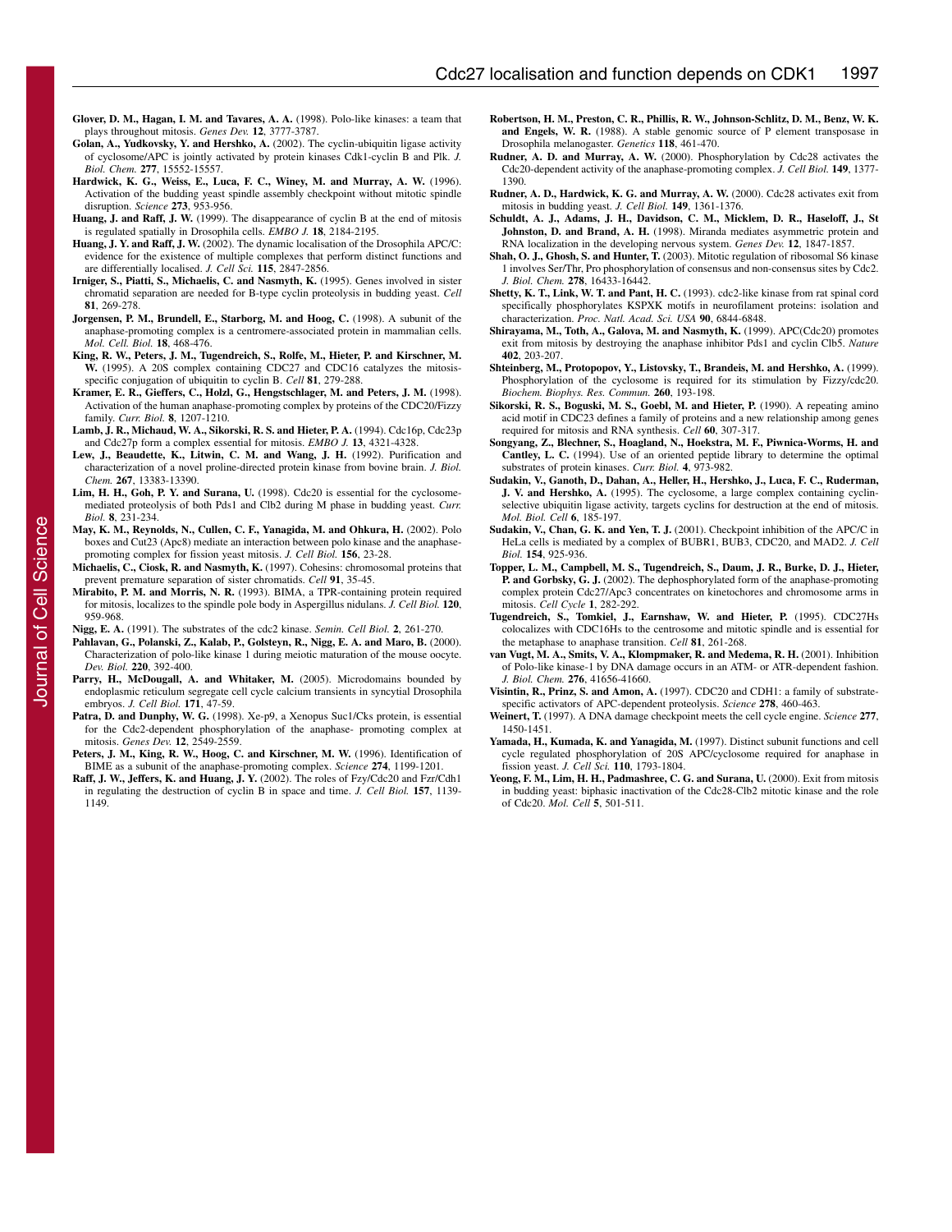**Glover, D. M., Hagan, I. M. and Tavares, A. A.** (1998). Polo-like kinases: a team that plays throughout mitosis. *Genes Dev.* **12**, 3777-3787.

**Golan, A., Yudkovsky, Y. and Hershko, A.** (2002). The cyclin-ubiquitin ligase activity of cyclosome/APC is jointly activated by protein kinases Cdk1-cyclin B and Plk. *J. Biol. Chem.* **277**, 15552-15557.

**Hardwick, K. G., Weiss, E., Luca, F. C., Winey, M. and Murray, A. W.** (1996). Activation of the budding yeast spindle assembly checkpoint without mitotic spindle disruption. *Science* **273**, 953-956.

**Huang, J. and Raff, J. W.** (1999). The disappearance of cyclin B at the end of mitosis is regulated spatially in Drosophila cells. *EMBO J.* **18**, 2184-2195.

**Huang, J. Y. and Raff, J. W.** (2002). The dynamic localisation of the Drosophila APC/C: evidence for the existence of multiple complexes that perform distinct functions and are differentially localised. *J. Cell Sci.* **115**, 2847-2856.

**Irniger, S., Piatti, S., Michaelis, C. and Nasmyth, K.** (1995). Genes involved in sister chromatid separation are needed for B-type cyclin proteolysis in budding yeast. *Cell* **81**, 269-278.

**Jorgensen, P. M., Brundell, E., Starborg, M. and Hoog, C.** (1998). A subunit of the anaphase-promoting complex is a centromere-associated protein in mammalian cells. *Mol. Cell. Biol.* **18**, 468-476.

**King, R. W., Peters, J. M., Tugendreich, S., Rolfe, M., Hieter, P. and Kirschner, M. W.** (1995). A 20S complex containing CDC27 and CDC16 catalyzes the mitosis-specific conjugation of ubiquitin to cyclin B. *Cell* **81**, 279-288.

**Kramer, E. R., Gieffers, C., Holzl, G., Hengstschlager, M. and Peters, J. M.** (1998). Activation of the human anaphase-promoting complex by proteins of the CDC20/Fizzy family. *Curr. Biol.* **8**, 1207-1210.

**Lamb, J. R., Michaud, W. A., Sikorski, R. S. and Hieter, P. A.** (1994). Cdc16p, Cdc23p and Cdc27p form a complex essential for mitosis. *EMBO J.* **13**, 4321-4328.

**Lew, J., Beaudette, K., Litwin, C. M. and Wang, J. H.** (1992). Purification and characterization of a novel proline-directed protein kinase from bovine brain. *J. Biol. Chem.* **267**, 13383-13390.

**Lim, H. H., Goh, P. Y. and Surana, U.** (1998). Cdc20 is essential for the cyclosome-mediated proteolysis of both Pds1 and Clb2 during M phase in budding yeast. *Curr. Biol.* **8**, 231-234.

**May, K. M., Reynolds, N., Cullen, C. F., Yanagida, M. and Ohkura, H.** (2002). Polo boxes and Cut23 (Apc8) mediate an interaction between polo kinase and the anaphase-promoting complex for fission yeast mitosis. *J. Cell Biol.* **156**, 23-28.

**Michaelis, C., Ciosk, R. and Nasmyth, K.** (1997). Cohesins: chromosomal proteins that prevent premature separation of sister chromatids. *Cell* **91**, 35-45.

**Mirabito, P. M. and Morris, N. R.** (1993). BIMA, a TPR-containing protein required for mitosis, localizes to the spindle pole body in Aspergillus nidulans. *J. Cell Biol.* **120**, 959-968.

**Nigg, E. A.** (1991). The substrates of the cdc2 kinase. *Semin. Cell Biol.* **2**, 261-270.

**Pahlavan, G., Polanski, Z., Kalab, P., Golsteyn, R., Nigg, E. A. and Maro, B.** (2000). Characterization of polo-like kinase 1 during meiotic maturation of the mouse oocyte. *Dev. Biol.* **220**, 392-400.

**Parry, H., McDougall, A. and Whitaker, M.** (2005). Microdomains bounded by endoplasmic reticulum segregate cell cycle calcium transients in syncytial Drosophila embryos. *J. Cell Biol.* **171**, 47-59.

**Patra, D. and Dunphy, W. G.** (1998). Xe-p9, a Xenopus Suc1/Cks protein, is essential for the Cdc2-dependent phosphorylation of the anaphase- promoting complex at mitosis. *Genes Dev.* **12**, 2549-2559.

**Peters, J. M., King, R. W., Hoog, C. and Kirschner, M. W.** (1996). Identification of BIME as a subunit of the anaphase-promoting complex. *Science* **274**, 1199-1201.

**Raff, J. W., Jeffers, K. and Huang, J. Y.** (2002). The roles of Fzy/Cdc20 and Fzr/Cdh1 in regulating the destruction of cyclin B in space and time. *J. Cell Biol.* **157**, 1139-1149.

**Robertson, H. M., Preston, C. R., Phillis, R. W., Johnson-Schlitz, D. M., Benz, W. K. and Engels, W. R.** (1988). A stable genomic source of P element transposase in Drosophila melanogaster. *Genetics* **118**, 461-470.

**Rudner, A. D. and Murray, A. W.** (2000). Phosphorylation by Cdc28 activates the Cdc20-dependent activity of the anaphase-promoting complex. *J. Cell Biol.* **149**, 1377-1390.

**Rudner, A. D., Hardwick, K. G. and Murray, A. W.** (2000). Cdc28 activates exit from mitosis in budding yeast. *J. Cell Biol.* **149**, 1361-1376.

**Schuldt, A. J., Adams, J. H., Davidson, C. M., Micklem, D. R., Haseloff, J., St Johnston, D. and Brand, A. H.** (1998). Miranda mediates asymmetric protein and RNA localization in the developing nervous system. *Genes Dev.* **12**, 1847-1857.

**Shah, O. J., Ghosh, S. and Hunter, T.** (2003). Mitotic regulation of ribosomal S6 kinase 1 involves Ser/Thr, Pro phosphorylation of consensus and non-consensus sites by Cdc2. *J. Biol. Chem.* **278**, 16433-16442.

**Shetty, K. T., Link, W. T. and Pant, H. C.** (1993). cdc2-like kinase from rat spinal cord specifically phosphorylates KSPXK motifs in neurofilament proteins: isolation and characterization. *Proc. Natl. Acad. Sci. USA* **90**, 6844-6848.

**Shirayama, M., Toth, A., Galova, M. and Nasmyth, K.** (1999). APC(Cdc20) promotes exit from mitosis by destroying the anaphase inhibitor Pds1 and cyclin Clb5. *Nature* **402**, 203-207.

**Shteinberg, M., Protopopov, Y., Listovsky, T., Brandeis, M. and Hershko, A.** (1999). Phosphorylation of the cyclosome is required for its stimulation by Fizzy/cdc20. *Biochem. Biophys. Res. Commun.* **260**, 193-198.

**Sikorski, R. S., Boguski, M. S., Goebl, M. and Hieter, P.** (1990). A repeating amino acid motif in CDC23 defines a family of proteins and a new relationship among genes required for mitosis and RNA synthesis. *Cell* **60**, 307-317.

**Songyang, Z., Blechner, S., Hoagland, N., Hoekstra, M. F., Piwnica-Worms, H. and Cantley, L. C.** (1994). Use of an oriented peptide library to determine the optimal substrates of protein kinases. *Curr. Biol.* **4**, 973-982.

**Sudakin, V., Ganoth, D., Dahan, A., Heller, H., Hershko, J., Luca, F. C., Ruderman, J. V. and Hershko, A.** (1995). The cyclosome, a large complex containing cyclin-selective ubiquitin ligase activity, targets cyclins for destruction at the end of mitosis. *Mol. Biol. Cell* **6**, 185-197.

**Sudakin, V., Chan, G. K. and Yen, T. J.** (2001). Checkpoint inhibition of the APC/C in HeLa cells is mediated by a complex of BUBR1, BUB3, CDC20, and MAD2. *J. Cell Biol.* **154**, 925-936.

**Topper, L. M., Campbell, M. S., Tugendreich, S., Daum, J. R., Burke, D. J., Hieter, P. and Gorbsky, G. J.** (2002). The dephosphorylated form of the anaphase-promoting complex protein Cdc27/Apc3 concentrates on kinetochores and chromosome arms in mitosis. *Cell Cycle* **1**, 282-292.

**Tugendreich, S., Tomkiel, J., Earnshaw, W. and Hieter, P.** (1995). CDC27Hs colocalizes with CDC16Hs to the centrosome and mitotic spindle and is essential for the metaphase to anaphase transition. *Cell* **81**, 261-268.

**van Vugt, M. A., Smits, V. A., Klompmaker, R. and Medema, R. H.** (2001). Inhibition of Polo-like kinase-1 by DNA damage occurs in an ATM- or ATR-dependent fashion. *J. Biol. Chem.* **276**, 41656-41660.

**Visintin, R., Prinz, S. and Amon, A.** (1997). CDC20 and CDH1: a family of substrate-specific activators of APC-dependent proteolysis. *Science* **278**, 460-463.

**Weinert, T.** (1997). A DNA damage checkpoint meets the cell cycle engine. *Science* **277**, 1450-1451.

**Yamada, H., Kumada, K. and Yanagida, M.** (1997). Distinct subunit functions and cell cycle regulated phosphorylation of 20S APC/cyclosome required for anaphase in fission yeast. *J. Cell Sci.* **110**, 1793-1804.

**Yeong, F. M., Lim, H. H., Padmashree, C. G. and Surana, U.** (2000). Exit from mitosis in budding yeast: biphasic inactivation of the Cdc28-Clb2 mitotic kinase and the role of Cdc20. *Mol. Cell* **5**, 501-511.